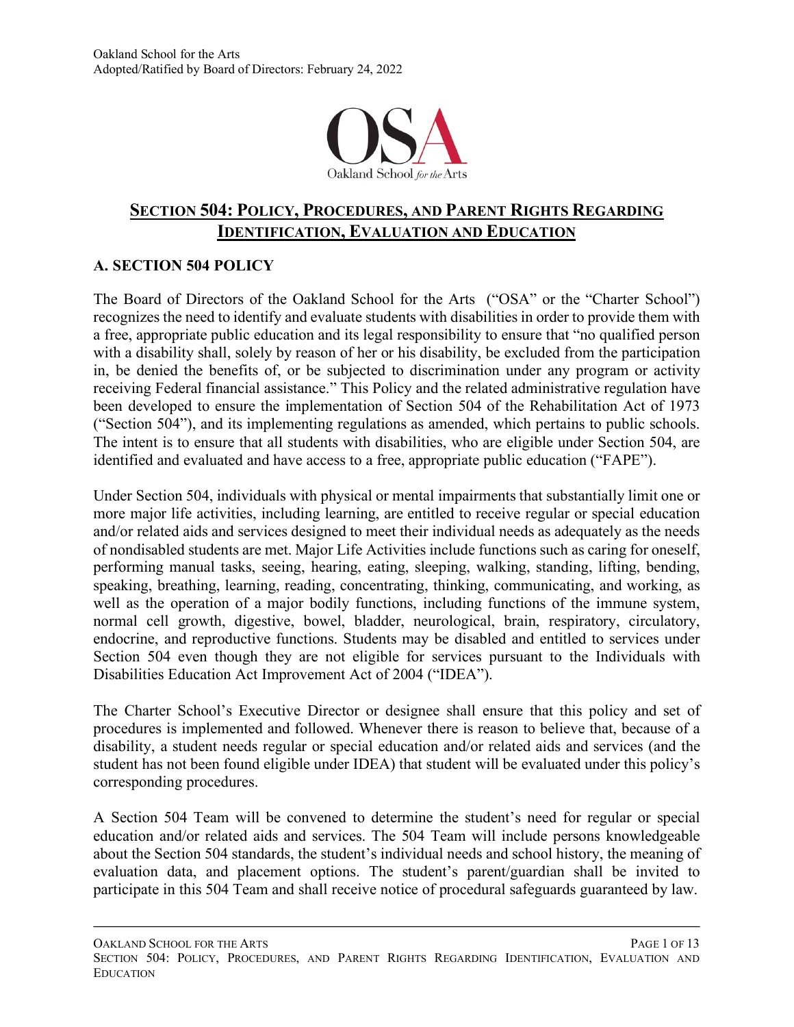Oakland School for the Arts
Adopted/Ratified by Board of Directors: February 24, 2022

# SECTION 504: POLICY, PROCEDURES, AND PARENT RIGHTS REGARDING IDENTIFICATION, EVALUATION AND EDUCATION

## A. SECTION 504 POLICY

The Board of Directors of the Oakland School for the Arts ("OSA" or the "Charter School") recognizes the need to identify and evaluate students with disabilities in order to provide them with a free, appropriate public education and its legal responsibility to ensure that "no qualified person with a disability shall, solely by reason of her or his disability, be excluded from the participation in, be denied the benefits of, or be subjected to discrimination under any program or activity receiving Federal financial assistance." This Policy and the related administrative regulation have been developed to ensure the implementation of Section 504 of the Rehabilitation Act of 1973 ("Section 504"), and its implementing regulations as amended, which pertains to public schools. The intent is to ensure that all students with disabilities, who are eligible under Section 504, are identified and evaluated and have access to a free, appropriate public education ("FAPE").

Under Section 504, individuals with physical or mental impairments that substantially limit one or more major life activities, including learning, are entitled to receive regular or special education and/or related aids and services designed to meet their individual needs as adequately as the needs of nondisabled students are met. Major Life Activities include functions such as caring for oneself, performing manual tasks, seeing, hearing, eating, sleeping, walking, standing, lifting, bending, speaking, breathing, learning, reading, concentrating, thinking, communicating, and working, as well as the operation of a major bodily functions, including functions of the immune system, normal cell growth, digestive, bowel, bladder, neurological, brain, respiratory, circulatory, endocrine, and reproductive functions. Students may be disabled and entitled to services under Section 504 even though they are not eligible for services pursuant to the Individuals with Disabilities Education Act Improvement Act of 2004 ("IDEA").

The Charter School's Executive Director or designee shall ensure that this policy and set of procedures is implemented and followed. Whenever there is reason to believe that, because of a disability, a student needs regular or special education and/or related aids and services (and the student has not been found eligible under IDEA) that student will be evaluated under this policy's corresponding procedures.

A Section 504 Team will be convened to determine the student's need for regular or special education and/or related aids and services. The 504 Team will include persons knowledgeable about the Section 504 standards, the student's individual needs and school history, the meaning of evaluation data, and placement options. The student's parent/guardian shall be invited to participate in this 504 Team and shall receive notice of procedural safeguards guaranteed by law.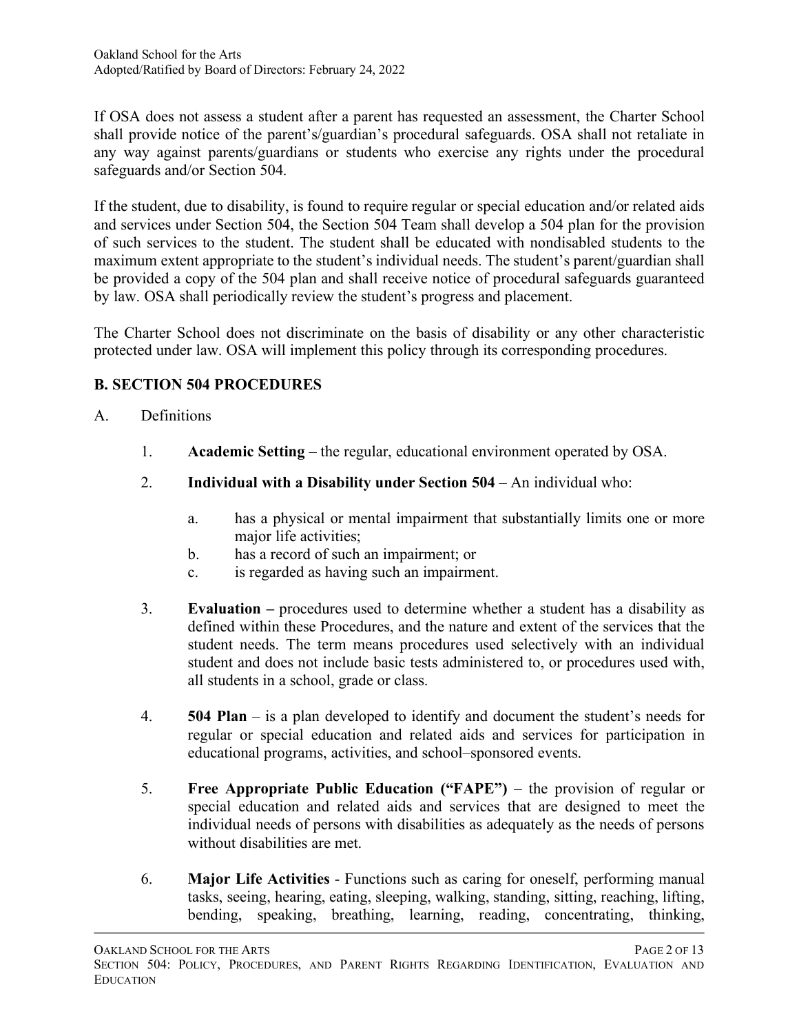If OSA does not assess a student after a parent has requested an assessment, the Charter School shall provide notice of the parent's/guardian's procedural safeguards. OSA shall not retaliate in any way against parents/guardians or students who exercise any rights under the procedural safeguards and/or Section 504.

If the student, due to disability, is found to require regular or special education and/or related aids and services under Section 504, the Section 504 Team shall develop a 504 plan for the provision of such services to the student. The student shall be educated with nondisabled students to the maximum extent appropriate to the student's individual needs. The student's parent/guardian shall be provided a copy of the 504 plan and shall receive notice of procedural safeguards guaranteed by law. OSA shall periodically review the student's progress and placement.

The Charter School does not discriminate on the basis of disability or any other characteristic protected under law. OSA will implement this policy through its corresponding procedures.

## B. SECTION 504 PROCEDURES

A. Definitions

1. **Academic Setting** – the regular, educational environment operated by OSA.

2. **Individual with a Disability under Section 504** – An individual who:

   a. has a physical or mental impairment that substantially limits one or more major life activities;
   b. has a record of such an impairment; or
   c. is regarded as having such an impairment.

3. **Evaluation –** procedures used to determine whether a student has a disability as defined within these Procedures, and the nature and extent of the services that the student needs. The term means procedures used selectively with an individual student and does not include basic tests administered to, or procedures used with, all students in a school, grade or class.

4. **504 Plan** – is a plan developed to identify and document the student's needs for regular or special education and related aids and services for participation in educational programs, activities, and school–sponsored events.

5. **Free Appropriate Public Education ("FAPE")** – the provision of regular or special education and related aids and services that are designed to meet the individual needs of persons with disabilities as adequately as the needs of persons without disabilities are met.

6. **Major Life Activities** - Functions such as caring for oneself, performing manual tasks, seeing, hearing, eating, sleeping, walking, standing, sitting, reaching, lifting, bending, speaking, breathing, learning, reading, concentrating, thinking,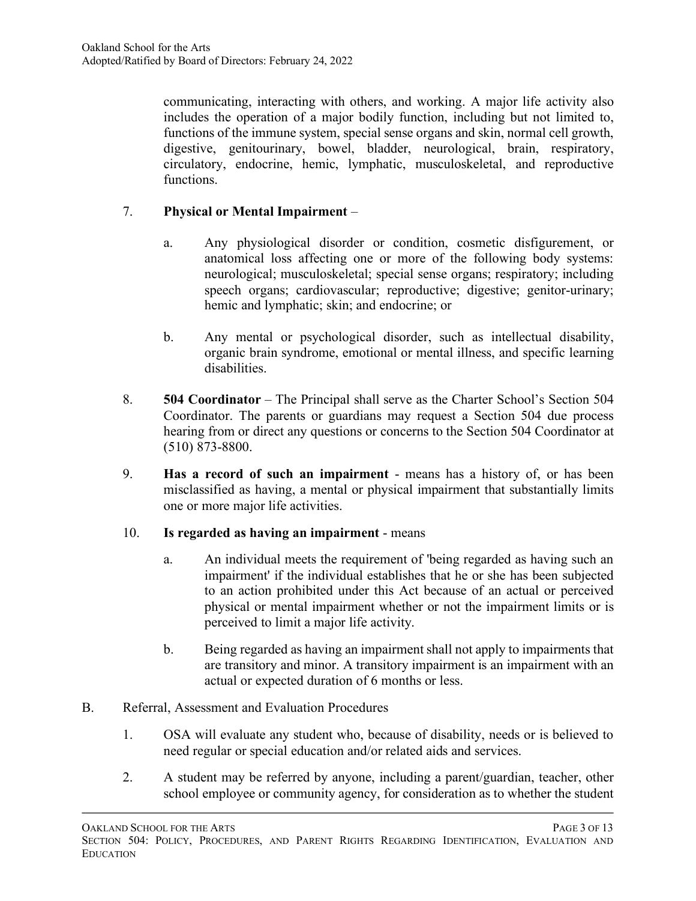communicating, interacting with others, and working. A major life activity also includes the operation of a major bodily function, including but not limited to, functions of the immune system, special sense organs and skin, normal cell growth, digestive, genitourinary, bowel, bladder, neurological, brain, respiratory, circulatory, endocrine, hemic, lymphatic, musculoskeletal, and reproductive functions.

7. **Physical or Mental Impairment** –

   a. Any physiological disorder or condition, cosmetic disfigurement, or anatomical loss affecting one or more of the following body systems: neurological; musculoskeletal; special sense organs; respiratory; including speech organs; cardiovascular; reproductive; digestive; genitor-urinary; hemic and lymphatic; skin; and endocrine; or

   b. Any mental or psychological disorder, such as intellectual disability, organic brain syndrome, emotional or mental illness, and specific learning disabilities.

8. **504 Coordinator** – The Principal shall serve as the Charter School's Section 504 Coordinator. The parents or guardians may request a Section 504 due process hearing from or direct any questions or concerns to the Section 504 Coordinator at (510) 873-8800.

9. **Has a record of such an impairment** - means has a history of, or has been misclassified as having, a mental or physical impairment that substantially limits one or more major life activities.

10. **Is regarded as having an impairment** - means

   a. An individual meets the requirement of 'being regarded as having such an impairment' if the individual establishes that he or she has been subjected to an action prohibited under this Act because of an actual or perceived physical or mental impairment whether or not the impairment limits or is perceived to limit a major life activity.

   b. Being regarded as having an impairment shall not apply to impairments that are transitory and minor. A transitory impairment is an impairment with an actual or expected duration of 6 months or less.

B. Referral, Assessment and Evaluation Procedures

1. OSA will evaluate any student who, because of disability, needs or is believed to need regular or special education and/or related aids and services.

2. A student may be referred by anyone, including a parent/guardian, teacher, other school employee or community agency, for consideration as to whether the student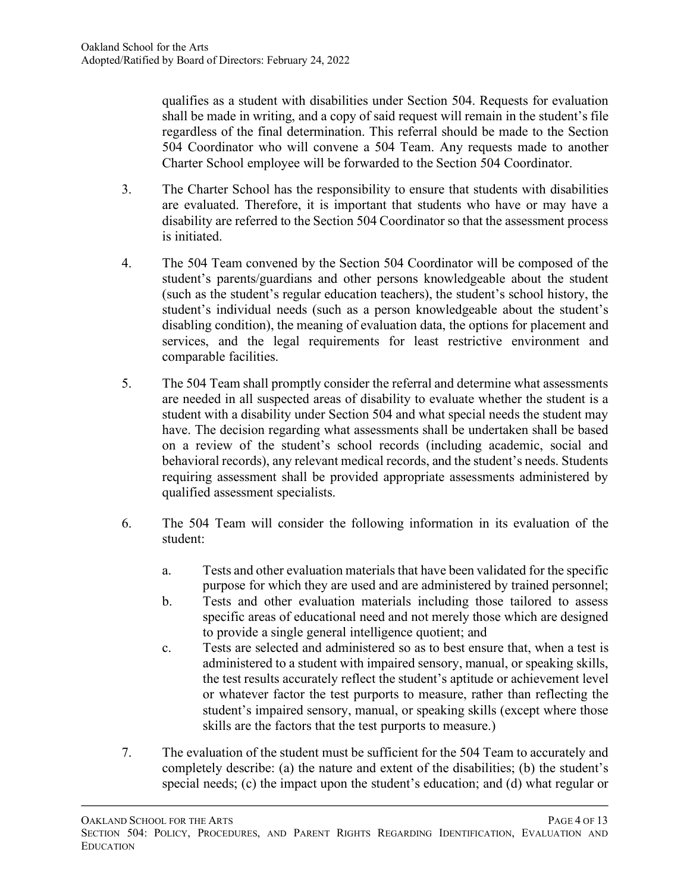qualifies as a student with disabilities under Section 504. Requests for evaluation shall be made in writing, and a copy of said request will remain in the student's file regardless of the final determination. This referral should be made to the Section 504 Coordinator who will convene a 504 Team. Any requests made to another Charter School employee will be forwarded to the Section 504 Coordinator.

3. The Charter School has the responsibility to ensure that students with disabilities are evaluated. Therefore, it is important that students who have or may have a disability are referred to the Section 504 Coordinator so that the assessment process is initiated.

4. The 504 Team convened by the Section 504 Coordinator will be composed of the student's parents/guardians and other persons knowledgeable about the student (such as the student's regular education teachers), the student's school history, the student's individual needs (such as a person knowledgeable about the student's disabling condition), the meaning of evaluation data, the options for placement and services, and the legal requirements for least restrictive environment and comparable facilities.

5. The 504 Team shall promptly consider the referral and determine what assessments are needed in all suspected areas of disability to evaluate whether the student is a student with a disability under Section 504 and what special needs the student may have. The decision regarding what assessments shall be undertaken shall be based on a review of the student's school records (including academic, social and behavioral records), any relevant medical records, and the student's needs. Students requiring assessment shall be provided appropriate assessments administered by qualified assessment specialists.

6. The 504 Team will consider the following information in its evaluation of the student:

   a. Tests and other evaluation materials that have been validated for the specific purpose for which they are used and are administered by trained personnel;
   b. Tests and other evaluation materials including those tailored to assess specific areas of educational need and not merely those which are designed to provide a single general intelligence quotient; and
   c. Tests are selected and administered so as to best ensure that, when a test is administered to a student with impaired sensory, manual, or speaking skills, the test results accurately reflect the student's aptitude or achievement level or whatever factor the test purports to measure, rather than reflecting the student's impaired sensory, manual, or speaking skills (except where those skills are the factors that the test purports to measure.)

7. The evaluation of the student must be sufficient for the 504 Team to accurately and completely describe: (a) the nature and extent of the disabilities; (b) the student's special needs; (c) the impact upon the student's education; and (d) what regular or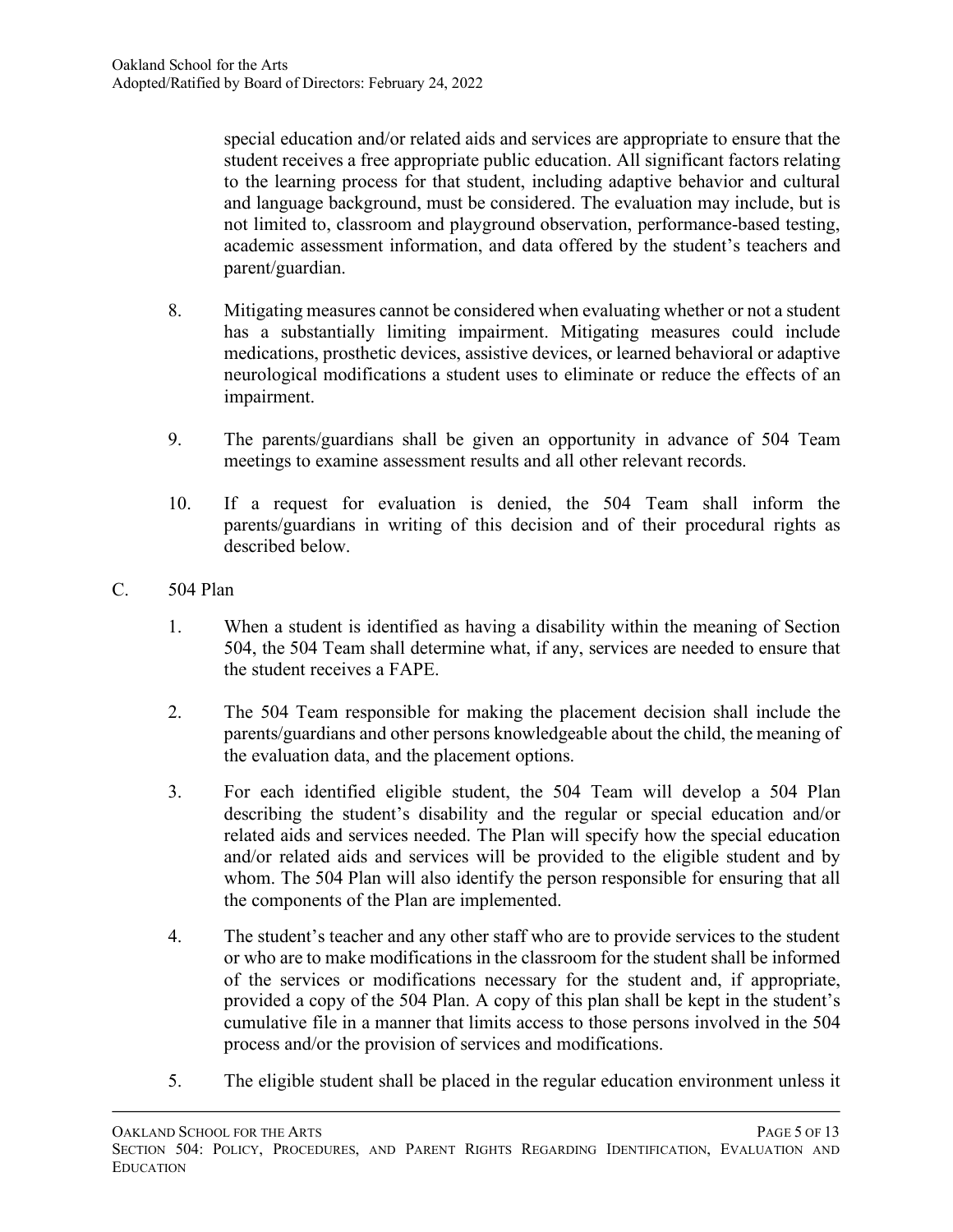special education and/or related aids and services are appropriate to ensure that the student receives a free appropriate public education. All significant factors relating to the learning process for that student, including adaptive behavior and cultural and language background, must be considered. The evaluation may include, but is not limited to, classroom and playground observation, performance-based testing, academic assessment information, and data offered by the student's teachers and parent/guardian.

8. Mitigating measures cannot be considered when evaluating whether or not a student has a substantially limiting impairment. Mitigating measures could include medications, prosthetic devices, assistive devices, or learned behavioral or adaptive neurological modifications a student uses to eliminate or reduce the effects of an impairment.

9. The parents/guardians shall be given an opportunity in advance of 504 Team meetings to examine assessment results and all other relevant records.

10. If a request for evaluation is denied, the 504 Team shall inform the parents/guardians in writing of this decision and of their procedural rights as described below.

C. 504 Plan

1. When a student is identified as having a disability within the meaning of Section 504, the 504 Team shall determine what, if any, services are needed to ensure that the student receives a FAPE.

2. The 504 Team responsible for making the placement decision shall include the parents/guardians and other persons knowledgeable about the child, the meaning of the evaluation data, and the placement options.

3. For each identified eligible student, the 504 Team will develop a 504 Plan describing the student's disability and the regular or special education and/or related aids and services needed. The Plan will specify how the special education and/or related aids and services will be provided to the eligible student and by whom. The 504 Plan will also identify the person responsible for ensuring that all the components of the Plan are implemented.

4. The student's teacher and any other staff who are to provide services to the student or who are to make modifications in the classroom for the student shall be informed of the services or modifications necessary for the student and, if appropriate, provided a copy of the 504 Plan. A copy of this plan shall be kept in the student's cumulative file in a manner that limits access to those persons involved in the 504 process and/or the provision of services and modifications.

5. The eligible student shall be placed in the regular education environment unless it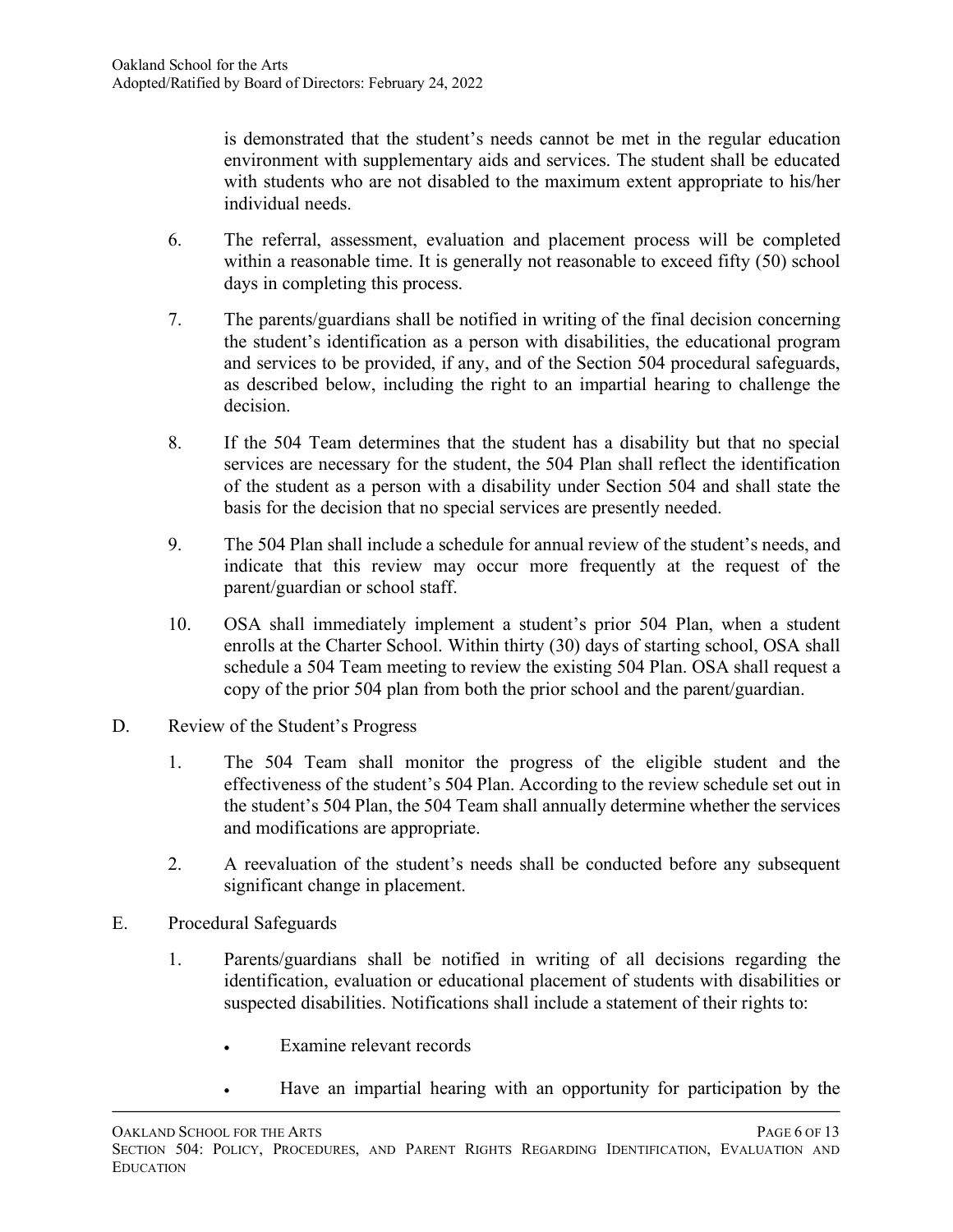is demonstrated that the student's needs cannot be met in the regular education environment with supplementary aids and services. The student shall be educated with students who are not disabled to the maximum extent appropriate to his/her individual needs.

6. The referral, assessment, evaluation and placement process will be completed within a reasonable time. It is generally not reasonable to exceed fifty (50) school days in completing this process.

7. The parents/guardians shall be notified in writing of the final decision concerning the student's identification as a person with disabilities, the educational program and services to be provided, if any, and of the Section 504 procedural safeguards, as described below, including the right to an impartial hearing to challenge the decision.

8. If the 504 Team determines that the student has a disability but that no special services are necessary for the student, the 504 Plan shall reflect the identification of the student as a person with a disability under Section 504 and shall state the basis for the decision that no special services are presently needed.

9. The 504 Plan shall include a schedule for annual review of the student's needs, and indicate that this review may occur more frequently at the request of the parent/guardian or school staff.

10. OSA shall immediately implement a student's prior 504 Plan, when a student enrolls at the Charter School. Within thirty (30) days of starting school, OSA shall schedule a 504 Team meeting to review the existing 504 Plan. OSA shall request a copy of the prior 504 plan from both the prior school and the parent/guardian.

D. Review of the Student's Progress

1. The 504 Team shall monitor the progress of the eligible student and the effectiveness of the student's 504 Plan. According to the review schedule set out in the student's 504 Plan, the 504 Team shall annually determine whether the services and modifications are appropriate.

2. A reevaluation of the student's needs shall be conducted before any subsequent significant change in placement.

E. Procedural Safeguards

1. Parents/guardians shall be notified in writing of all decisions regarding the identification, evaluation or educational placement of students with disabilities or suspected disabilities. Notifications shall include a statement of their rights to:

   - Examine relevant records
   - Have an impartial hearing with an opportunity for participation by the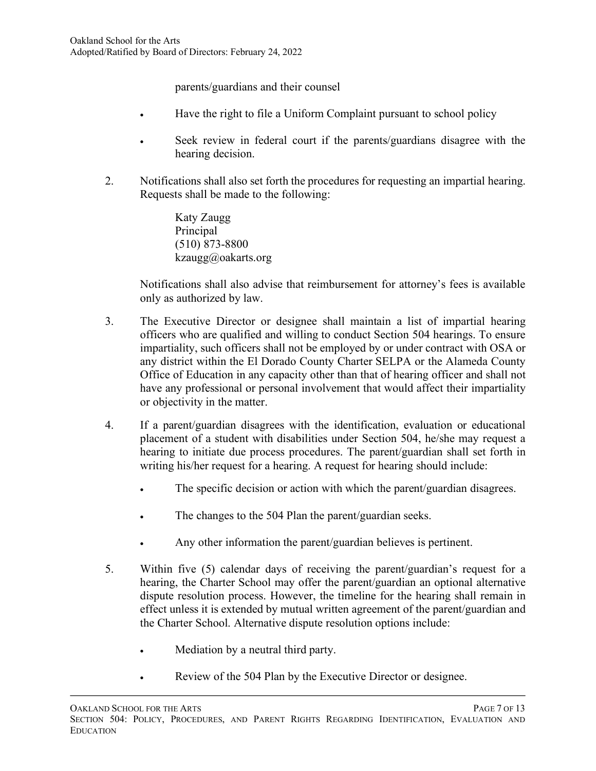parents/guardians and their counsel

- Have the right to file a Uniform Complaint pursuant to school policy
- Seek review in federal court if the parents/guardians disagree with the hearing decision.

2. Notifications shall also set forth the procedures for requesting an impartial hearing. Requests shall be made to the following:

   Katy Zaugg
   Principal
   (510) 873-8800
   kzaugg@oakarts.org

   Notifications shall also advise that reimbursement for attorney's fees is available only as authorized by law.

3. The Executive Director or designee shall maintain a list of impartial hearing officers who are qualified and willing to conduct Section 504 hearings. To ensure impartiality, such officers shall not be employed by or under contract with OSA or any district within the El Dorado County Charter SELPA or the Alameda County Office of Education in any capacity other than that of hearing officer and shall not have any professional or personal involvement that would affect their impartiality or objectivity in the matter.

4. If a parent/guardian disagrees with the identification, evaluation or educational placement of a student with disabilities under Section 504, he/she may request a hearing to initiate due process procedures. The parent/guardian shall set forth in writing his/her request for a hearing. A request for hearing should include:

   - The specific decision or action with which the parent/guardian disagrees.
   - The changes to the 504 Plan the parent/guardian seeks.
   - Any other information the parent/guardian believes is pertinent.

5. Within five (5) calendar days of receiving the parent/guardian's request for a hearing, the Charter School may offer the parent/guardian an optional alternative dispute resolution process. However, the timeline for the hearing shall remain in effect unless it is extended by mutual written agreement of the parent/guardian and the Charter School. Alternative dispute resolution options include:

   - Mediation by a neutral third party.
   - Review of the 504 Plan by the Executive Director or designee.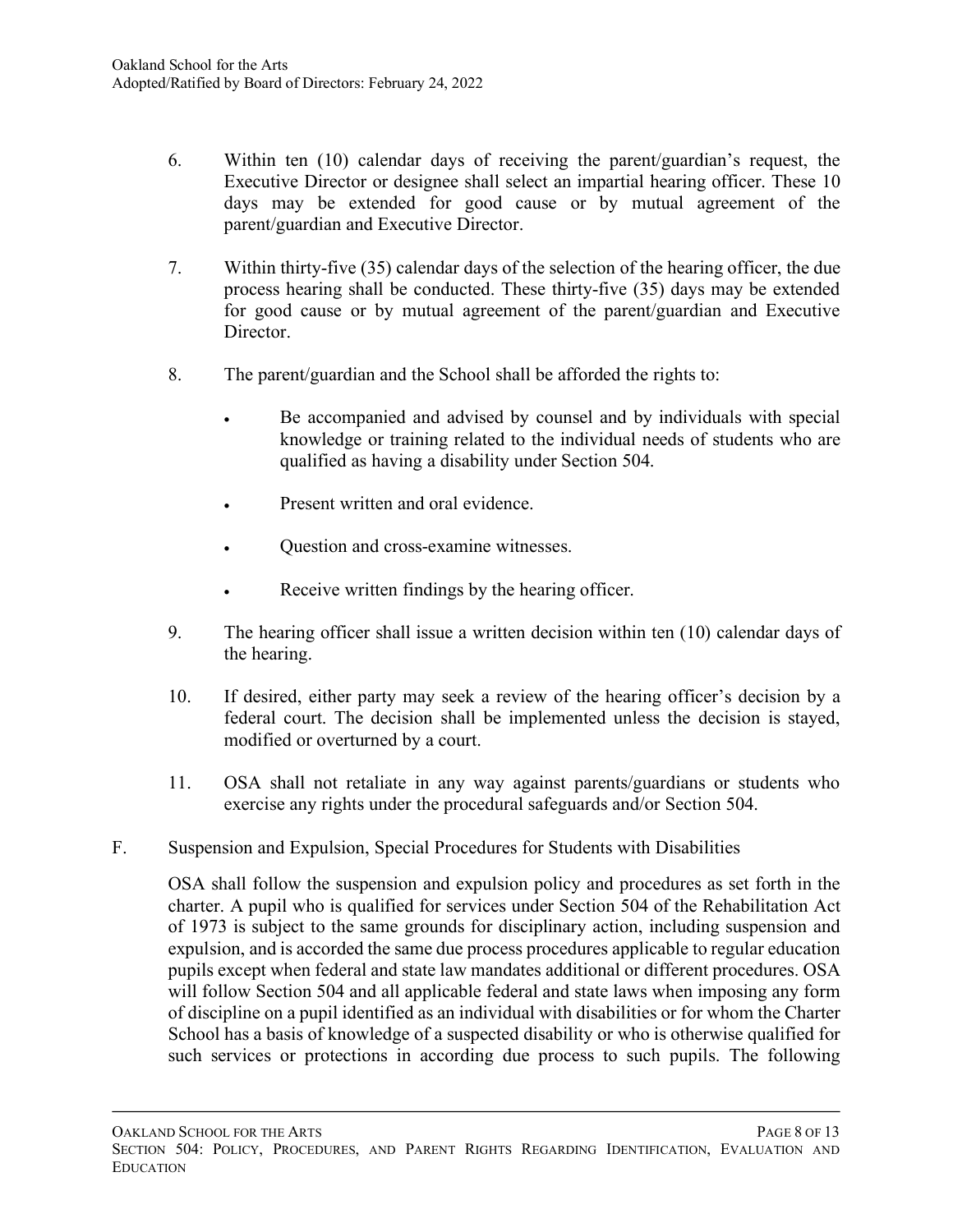6. Within ten (10) calendar days of receiving the parent/guardian's request, the Executive Director or designee shall select an impartial hearing officer. These 10 days may be extended for good cause or by mutual agreement of the parent/guardian and Executive Director.

7. Within thirty-five (35) calendar days of the selection of the hearing officer, the due process hearing shall be conducted. These thirty-five (35) days may be extended for good cause or by mutual agreement of the parent/guardian and Executive Director.

8. The parent/guardian and the School shall be afforded the rights to:

   - Be accompanied and advised by counsel and by individuals with special knowledge or training related to the individual needs of students who are qualified as having a disability under Section 504.
   - Present written and oral evidence.
   - Question and cross-examine witnesses.
   - Receive written findings by the hearing officer.

9. The hearing officer shall issue a written decision within ten (10) calendar days of the hearing.

10. If desired, either party may seek a review of the hearing officer's decision by a federal court. The decision shall be implemented unless the decision is stayed, modified or overturned by a court.

11. OSA shall not retaliate in any way against parents/guardians or students who exercise any rights under the procedural safeguards and/or Section 504.

F. Suspension and Expulsion, Special Procedures for Students with Disabilities

OSA shall follow the suspension and expulsion policy and procedures as set forth in the charter. A pupil who is qualified for services under Section 504 of the Rehabilitation Act of 1973 is subject to the same grounds for disciplinary action, including suspension and expulsion, and is accorded the same due process procedures applicable to regular education pupils except when federal and state law mandates additional or different procedures. OSA will follow Section 504 and all applicable federal and state laws when imposing any form of discipline on a pupil identified as an individual with disabilities or for whom the Charter School has a basis of knowledge of a suspected disability or who is otherwise qualified for such services or protections in according due process to such pupils. The following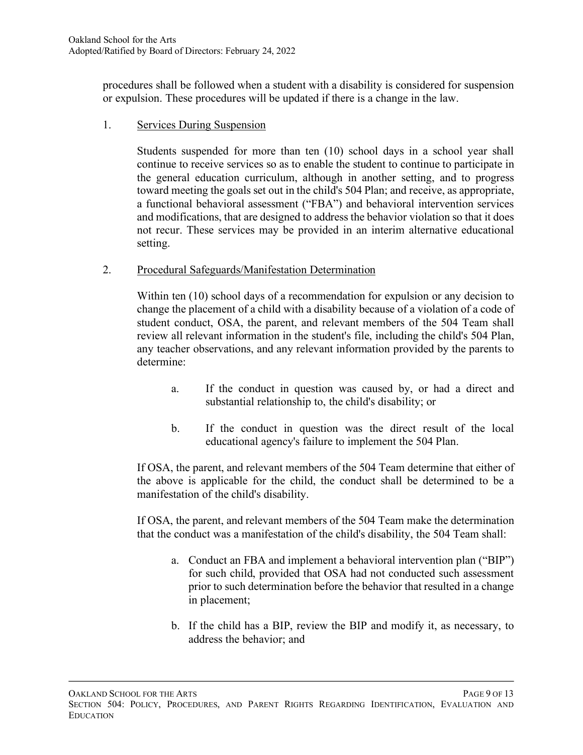procedures shall be followed when a student with a disability is considered for suspension or expulsion. These procedures will be updated if there is a change in the law.

1. Services During Suspension

   Students suspended for more than ten (10) school days in a school year shall continue to receive services so as to enable the student to continue to participate in the general education curriculum, although in another setting, and to progress toward meeting the goals set out in the child's 504 Plan; and receive, as appropriate, a functional behavioral assessment ("FBA") and behavioral intervention services and modifications, that are designed to address the behavior violation so that it does not recur. These services may be provided in an interim alternative educational setting.

2. Procedural Safeguards/Manifestation Determination

   Within ten (10) school days of a recommendation for expulsion or any decision to change the placement of a child with a disability because of a violation of a code of student conduct, OSA, the parent, and relevant members of the 504 Team shall review all relevant information in the student's file, including the child's 504 Plan, any teacher observations, and any relevant information provided by the parents to determine:

   a. If the conduct in question was caused by, or had a direct and substantial relationship to, the child's disability; or

   b. If the conduct in question was the direct result of the local educational agency's failure to implement the 504 Plan.

   If OSA, the parent, and relevant members of the 504 Team determine that either of the above is applicable for the child, the conduct shall be determined to be a manifestation of the child's disability.

   If OSA, the parent, and relevant members of the 504 Team make the determination that the conduct was a manifestation of the child's disability, the 504 Team shall:

   a. Conduct an FBA and implement a behavioral intervention plan ("BIP") for such child, provided that OSA had not conducted such assessment prior to such determination before the behavior that resulted in a change in placement;

   b. If the child has a BIP, review the BIP and modify it, as necessary, to address the behavior; and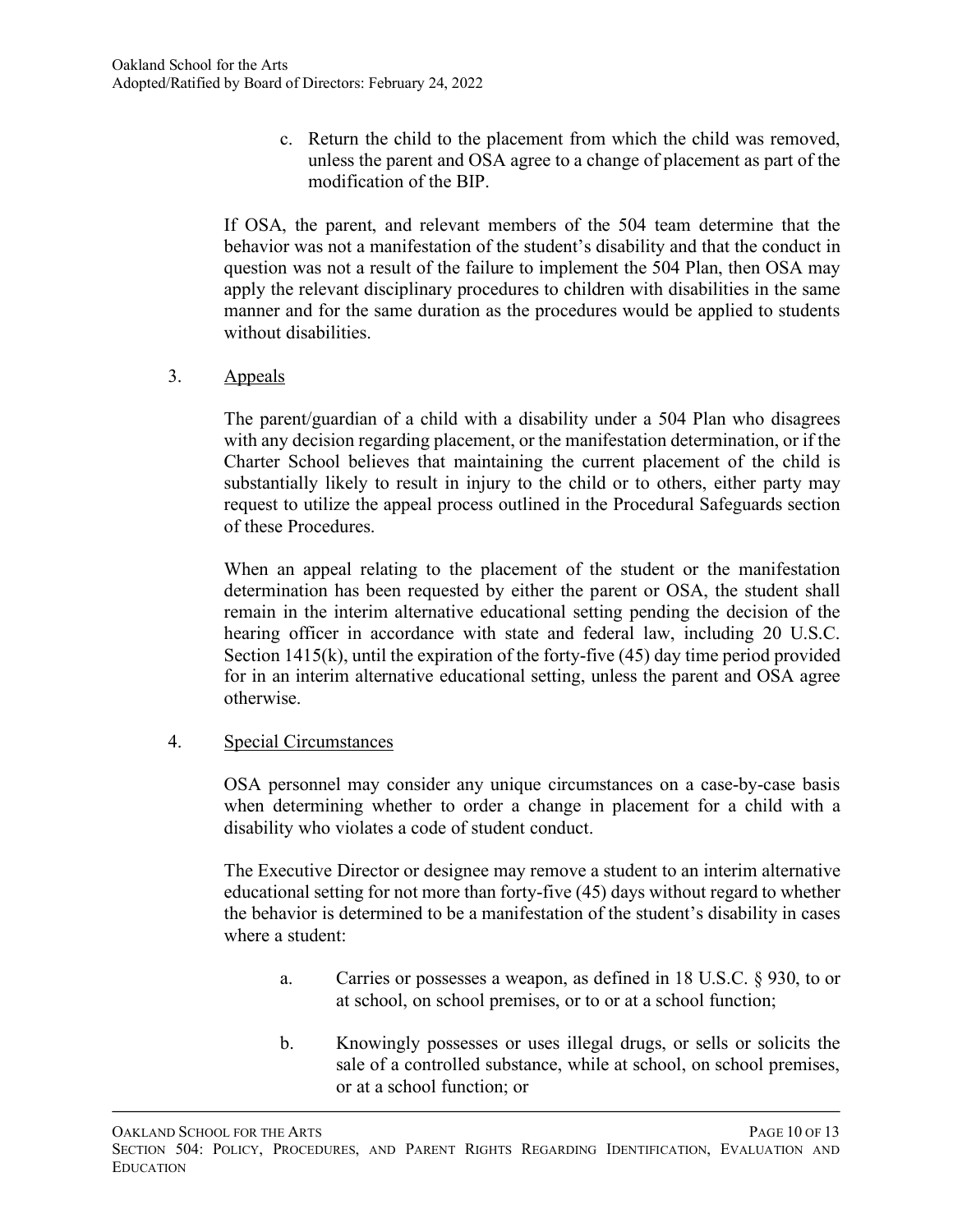c. Return the child to the placement from which the child was removed, unless the parent and OSA agree to a change of placement as part of the modification of the BIP.

If OSA, the parent, and relevant members of the 504 team determine that the behavior was not a manifestation of the student's disability and that the conduct in question was not a result of the failure to implement the 504 Plan, then OSA may apply the relevant disciplinary procedures to children with disabilities in the same manner and for the same duration as the procedures would be applied to students without disabilities.

3. Appeals

The parent/guardian of a child with a disability under a 504 Plan who disagrees with any decision regarding placement, or the manifestation determination, or if the Charter School believes that maintaining the current placement of the child is substantially likely to result in injury to the child or to others, either party may request to utilize the appeal process outlined in the Procedural Safeguards section of these Procedures.

When an appeal relating to the placement of the student or the manifestation determination has been requested by either the parent or OSA, the student shall remain in the interim alternative educational setting pending the decision of the hearing officer in accordance with state and federal law, including 20 U.S.C. Section 1415(k), until the expiration of the forty-five (45) day time period provided for in an interim alternative educational setting, unless the parent and OSA agree otherwise.

4. Special Circumstances

OSA personnel may consider any unique circumstances on a case-by-case basis when determining whether to order a change in placement for a child with a disability who violates a code of student conduct.

The Executive Director or designee may remove a student to an interim alternative educational setting for not more than forty-five (45) days without regard to whether the behavior is determined to be a manifestation of the student's disability in cases where a student:

a. Carries or possesses a weapon, as defined in 18 U.S.C. § 930, to or at school, on school premises, or to or at a school function;

b. Knowingly possesses or uses illegal drugs, or sells or solicits the sale of a controlled substance, while at school, on school premises, or at a school function; or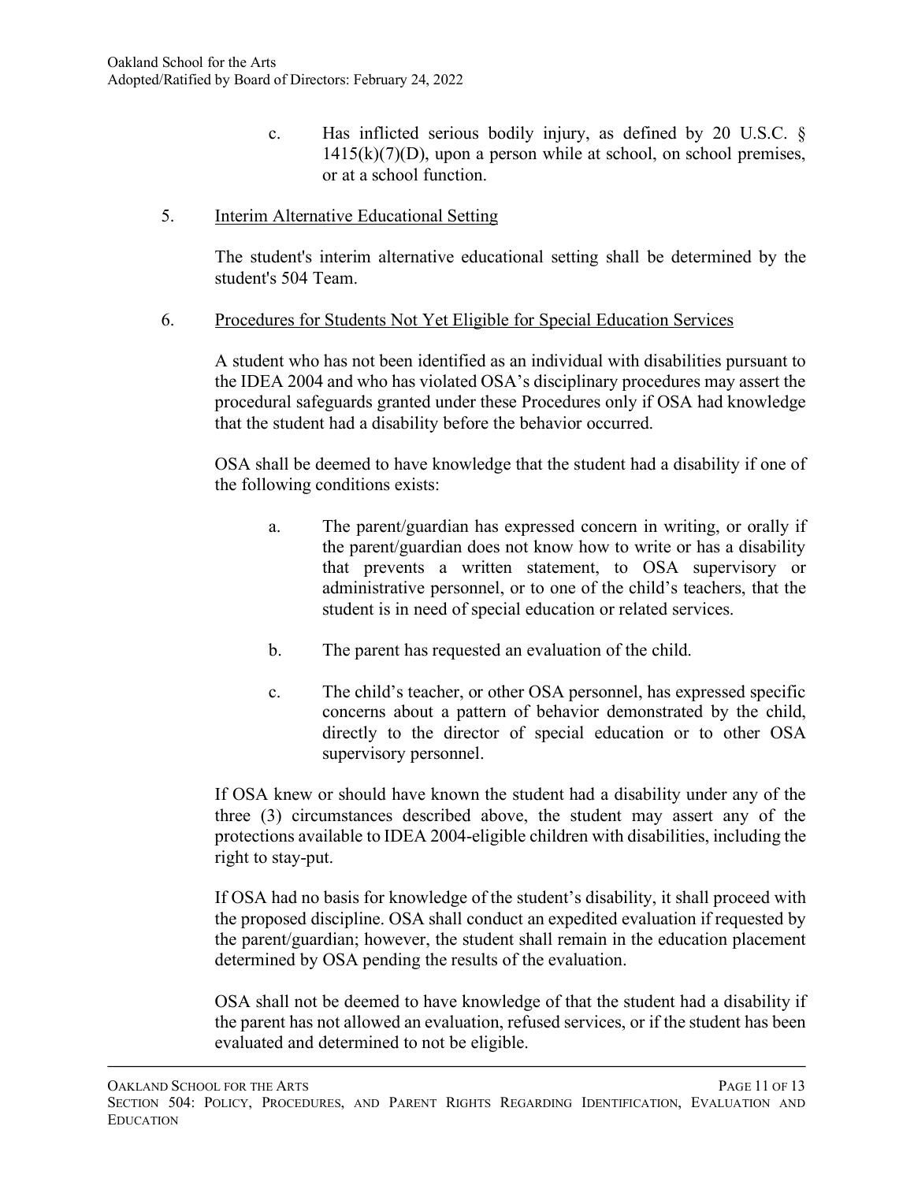c. Has inflicted serious bodily injury, as defined by 20 U.S.C. § 1415(k)(7)(D), upon a person while at school, on school premises, or at a school function.

5. <u>Interim Alternative Educational Setting</u>

The student's interim alternative educational setting shall be determined by the student's 504 Team.

6. <u>Procedures for Students Not Yet Eligible for Special Education Services</u>

A student who has not been identified as an individual with disabilities pursuant to the IDEA 2004 and who has violated OSA's disciplinary procedures may assert the procedural safeguards granted under these Procedures only if OSA had knowledge that the student had a disability before the behavior occurred.

OSA shall be deemed to have knowledge that the student had a disability if one of the following conditions exists:

a. The parent/guardian has expressed concern in writing, or orally if the parent/guardian does not know how to write or has a disability that prevents a written statement, to OSA supervisory or administrative personnel, or to one of the child's teachers, that the student is in need of special education or related services.

b. The parent has requested an evaluation of the child.

c. The child's teacher, or other OSA personnel, has expressed specific concerns about a pattern of behavior demonstrated by the child, directly to the director of special education or to other OSA supervisory personnel.

If OSA knew or should have known the student had a disability under any of the three (3) circumstances described above, the student may assert any of the protections available to IDEA 2004-eligible children with disabilities, including the right to stay-put.

If OSA had no basis for knowledge of the student's disability, it shall proceed with the proposed discipline. OSA shall conduct an expedited evaluation if requested by the parent/guardian; however, the student shall remain in the education placement determined by OSA pending the results of the evaluation.

OSA shall not be deemed to have knowledge of that the student had a disability if the parent has not allowed an evaluation, refused services, or if the student has been evaluated and determined to not be eligible.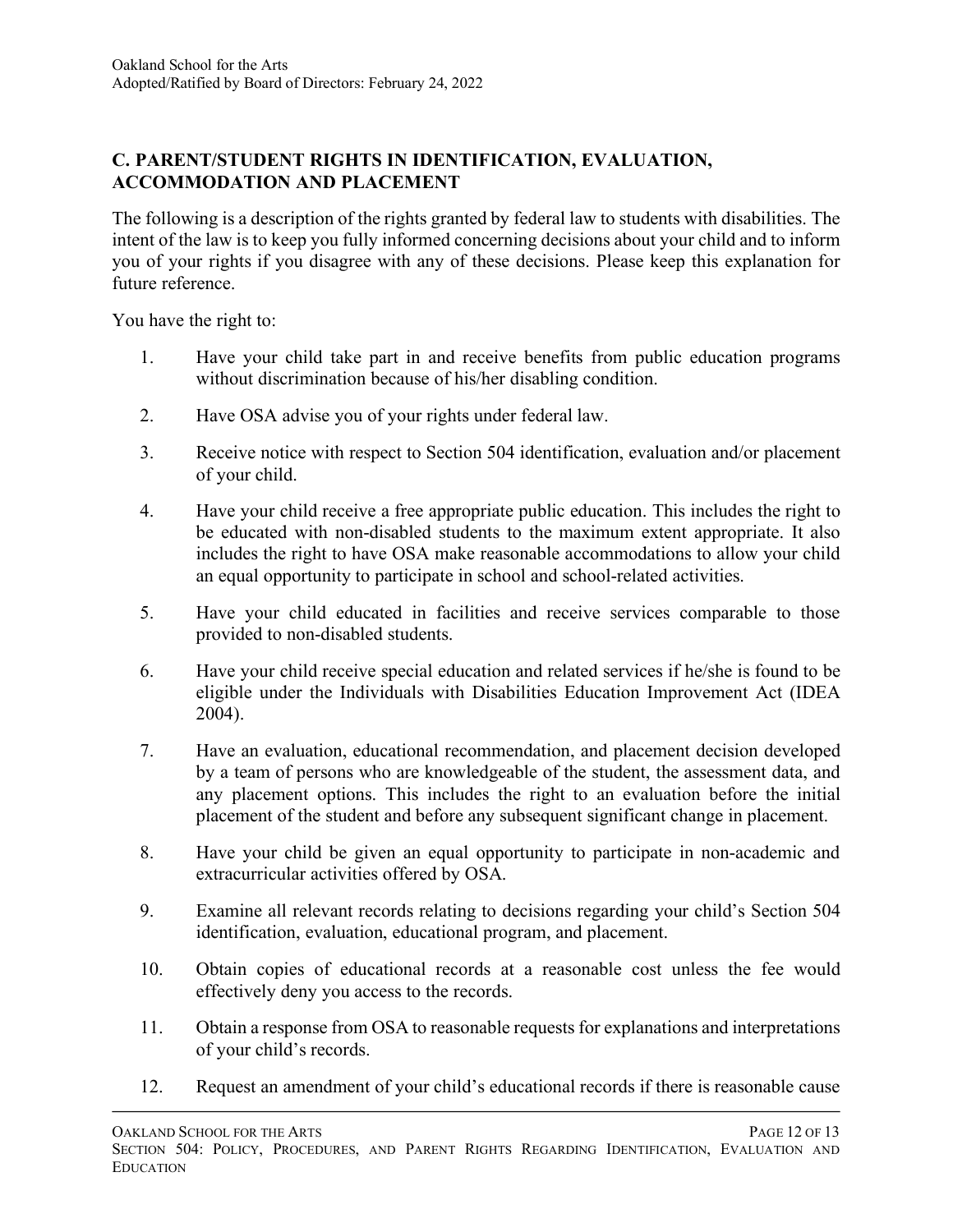## C. PARENT/STUDENT RIGHTS IN IDENTIFICATION, EVALUATION, ACCOMMODATION AND PLACEMENT

The following is a description of the rights granted by federal law to students with disabilities. The intent of the law is to keep you fully informed concerning decisions about your child and to inform you of your rights if you disagree with any of these decisions. Please keep this explanation for future reference.

You have the right to:

1. Have your child take part in and receive benefits from public education programs without discrimination because of his/her disabling condition.

2. Have OSA advise you of your rights under federal law.

3. Receive notice with respect to Section 504 identification, evaluation and/or placement of your child.

4. Have your child receive a free appropriate public education. This includes the right to be educated with non-disabled students to the maximum extent appropriate. It also includes the right to have OSA make reasonable accommodations to allow your child an equal opportunity to participate in school and school-related activities.

5. Have your child educated in facilities and receive services comparable to those provided to non-disabled students.

6. Have your child receive special education and related services if he/she is found to be eligible under the Individuals with Disabilities Education Improvement Act (IDEA 2004).

7. Have an evaluation, educational recommendation, and placement decision developed by a team of persons who are knowledgeable of the student, the assessment data, and any placement options. This includes the right to an evaluation before the initial placement of the student and before any subsequent significant change in placement.

8. Have your child be given an equal opportunity to participate in non-academic and extracurricular activities offered by OSA.

9. Examine all relevant records relating to decisions regarding your child's Section 504 identification, evaluation, educational program, and placement.

10. Obtain copies of educational records at a reasonable cost unless the fee would effectively deny you access to the records.

11. Obtain a response from OSA to reasonable requests for explanations and interpretations of your child's records.

12. Request an amendment of your child's educational records if there is reasonable cause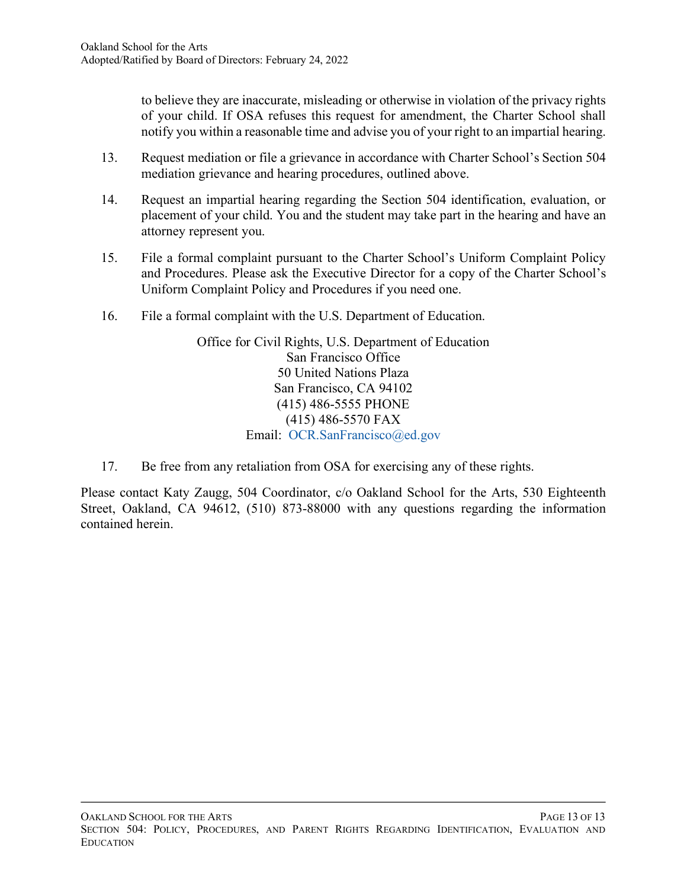to believe they are inaccurate, misleading or otherwise in violation of the privacy rights of your child. If OSA refuses this request for amendment, the Charter School shall notify you within a reasonable time and advise you of your right to an impartial hearing.

13. Request mediation or file a grievance in accordance with Charter School's Section 504 mediation grievance and hearing procedures, outlined above.

14. Request an impartial hearing regarding the Section 504 identification, evaluation, or placement of your child. You and the student may take part in the hearing and have an attorney represent you.

15. File a formal complaint pursuant to the Charter School's Uniform Complaint Policy and Procedures. Please ask the Executive Director for a copy of the Charter School's Uniform Complaint Policy and Procedures if you need one.

16. File a formal complaint with the U.S. Department of Education.

    Office for Civil Rights, U.S. Department of Education
    San Francisco Office
    50 United Nations Plaza
    San Francisco, CA 94102
    (415) 486-5555 PHONE
    (415) 486-5570 FAX
    Email: OCR.SanFrancisco@ed.gov

17. Be free from any retaliation from OSA for exercising any of these rights.

Please contact Katy Zaugg, 504 Coordinator, c/o Oakland School for the Arts, 530 Eighteenth Street, Oakland, CA 94612, (510) 873-88000 with any questions regarding the information contained herein.